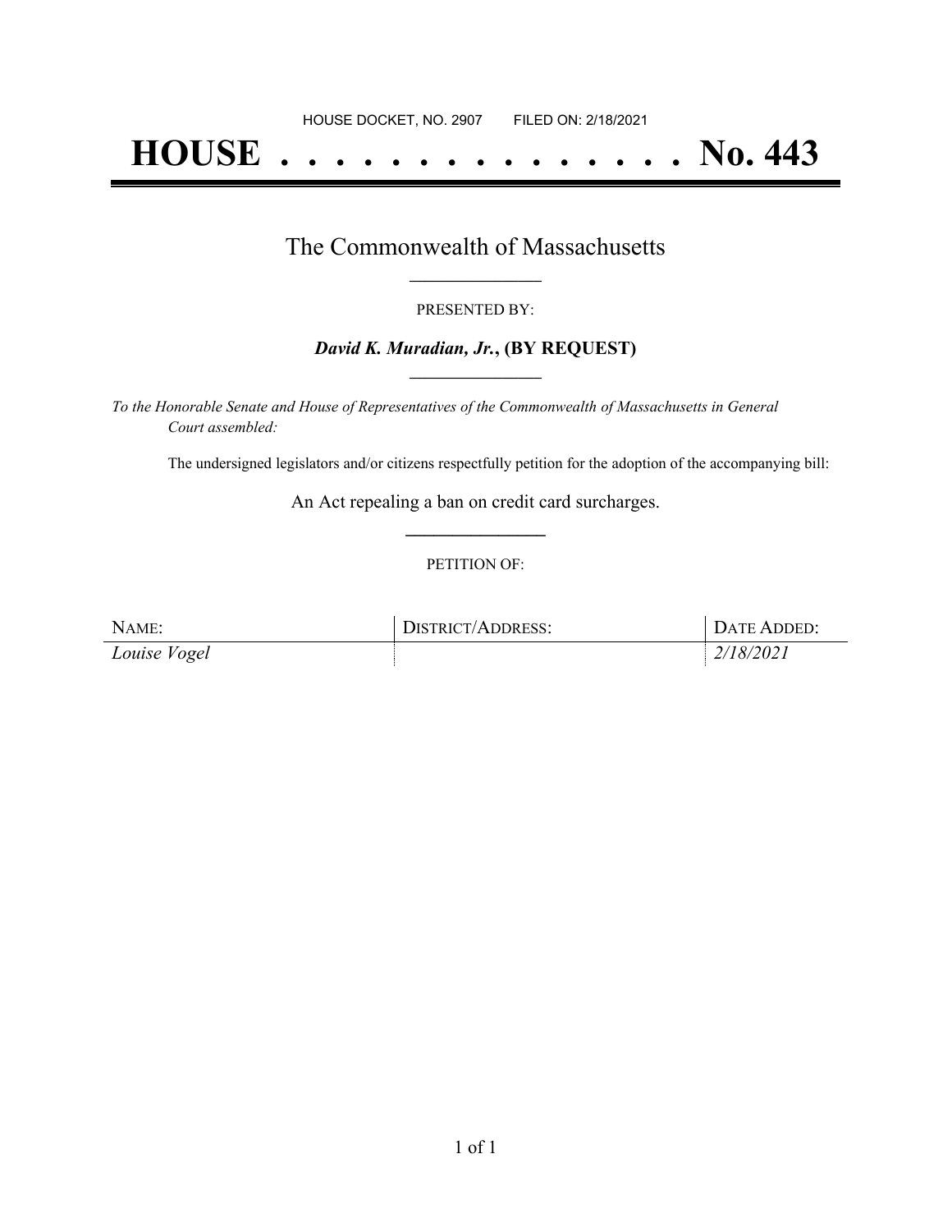HOUSE DOCKET, NO. 2907 FILED ON: 2/18/2021

# HOUSE . . . . . . . . . . . . . . . No. 443

## The Commonwealth of Massachusetts

PRESENTED BY:

***David K. Muradian, Jr.*, (BY REQUEST)**

*To the Honorable Senate and House of Representatives of the Commonwealth of Massachusetts in General Court assembled:*

The undersigned legislators and/or citizens respectfully petition for the adoption of the accompanying bill:

An Act repealing a ban on credit card surcharges.

PETITION OF:

| NAME: | DISTRICT/ADDRESS: | DATE ADDED: |
| --- | --- | --- |
| *Louise Vogel* | | *2/18/2021* |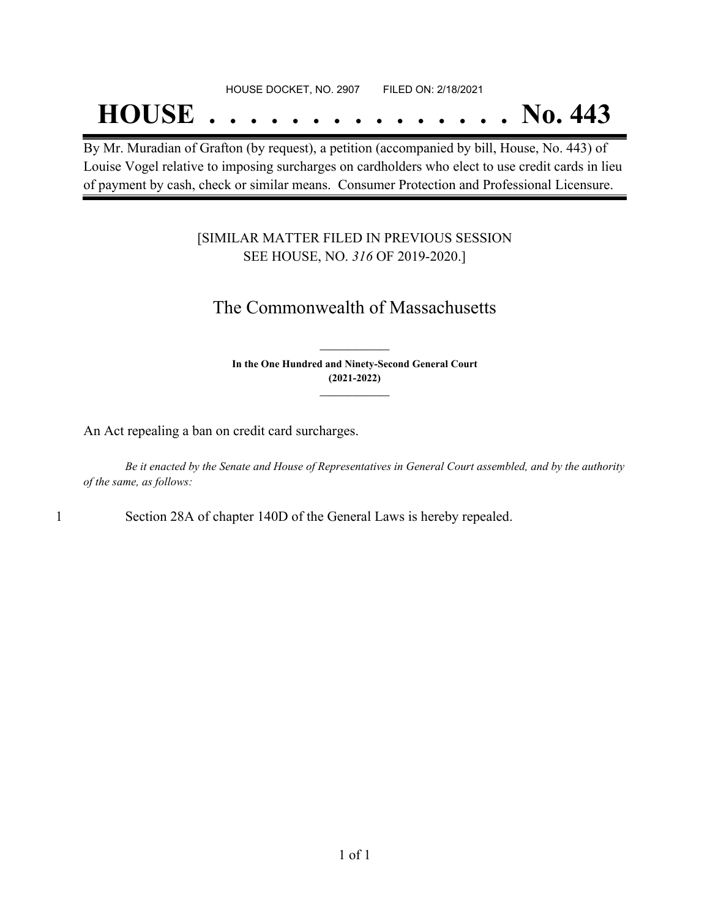HOUSE DOCKET, NO. 2907 FILED ON: 2/18/2021

# HOUSE . . . . . . . . . . . . . . . No. 443

By Mr. Muradian of Grafton (by request), a petition (accompanied by bill, House, No. 443) of Louise Vogel relative to imposing surcharges on cardholders who elect to use credit cards in lieu of payment by cash, check or similar means. Consumer Protection and Professional Licensure.

[SIMILAR MATTER FILED IN PREVIOUS SESSION SEE HOUSE, NO. *316* OF 2019-2020.]

## The Commonwealth of Massachusetts

**In the One Hundred and Ninety-Second General Court (2021-2022)**

An Act repealing a ban on credit card surcharges.

*Be it enacted by the Senate and House of Representatives in General Court assembled, and by the authority of the same, as follows:*

1 Section 28A of chapter 140D of the General Laws is hereby repealed.